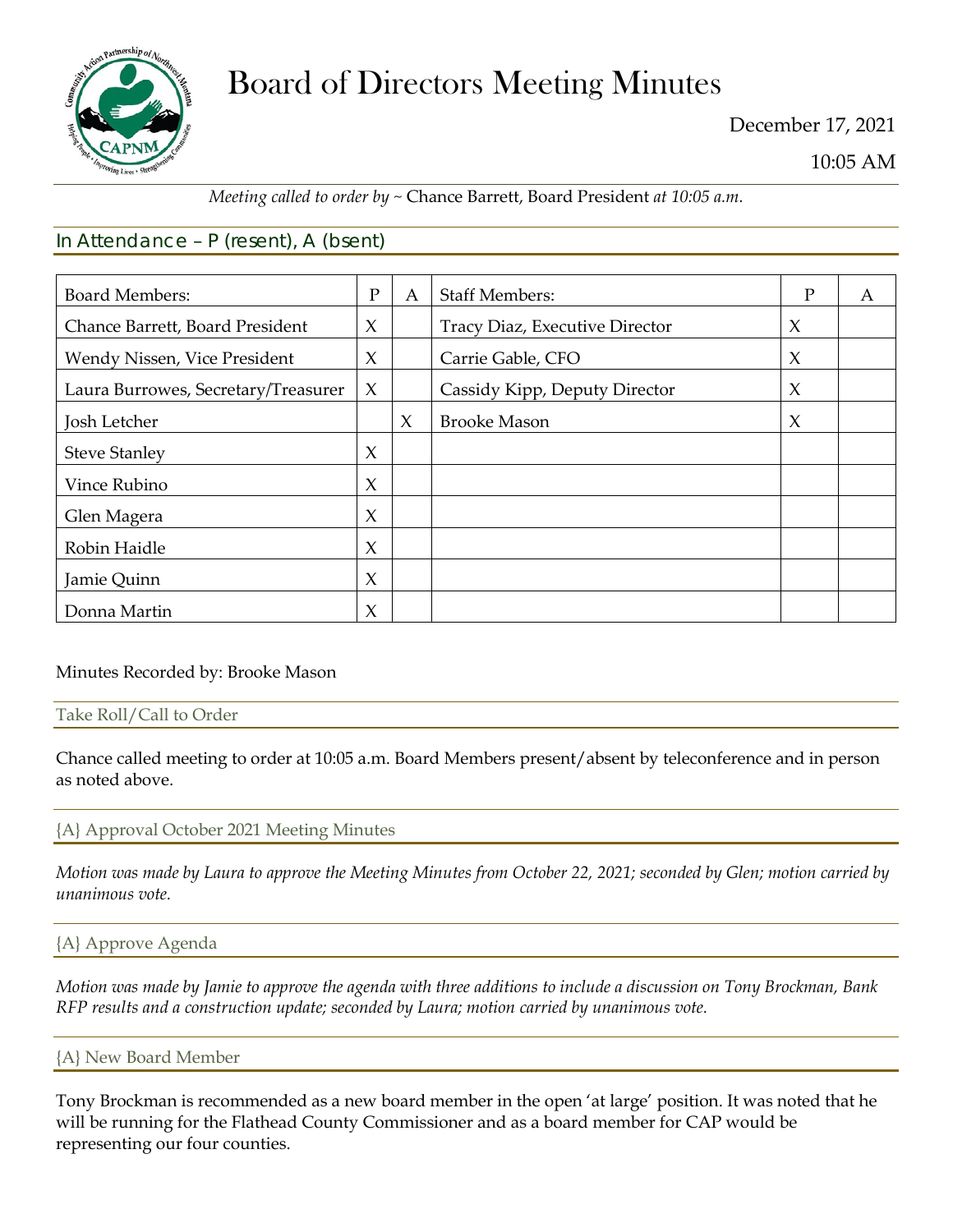# Board of Directors Meeting Minutes

December 17, 2021

10:05 AM

*Meeting called to order by ~* Chance Barrett, Board President *at 10:05 a.m.*

## In Attendance – P (resent), A (bsent)

| Board Members: | P | A | Staff Members: | P | A |
|---|---|---|---|---|---|
| Chance Barrett, Board President | X | | Tracy Diaz, Executive Director | X | |
| Wendy Nissen, Vice President | X | | Carrie Gable, CFO | X | |
| Laura Burrowes, Secretary/Treasurer | X | | Cassidy Kipp, Deputy Director | X | |
| Josh Letcher | | X | Brooke Mason | X | |
| Steve Stanley | X | | | | |
| Vince Rubino | X | | | | |
| Glen Magera | X | | | | |
| Robin Haidle | X | | | | |
| Jamie Quinn | X | | | | |
| Donna Martin | X | | | | |

Minutes Recorded by: Brooke Mason

### Take Roll/Call to Order

Chance called meeting to order at 10:05 a.m. Board Members present/absent by teleconference and in person as noted above.

### {A} Approval October 2021 Meeting Minutes

*Motion was made by Laura to approve the Meeting Minutes from October 22, 2021; seconded by Glen; motion carried by unanimous vote.*

### {A} Approve Agenda

*Motion was made by Jamie to approve the agenda with three additions to include a discussion on Tony Brockman, Bank RFP results and a construction update; seconded by Laura; motion carried by unanimous vote.*

### {A} New Board Member

Tony Brockman is recommended as a new board member in the open 'at large' position. It was noted that he will be running for the Flathead County Commissioner and as a board member for CAP would be representing our four counties.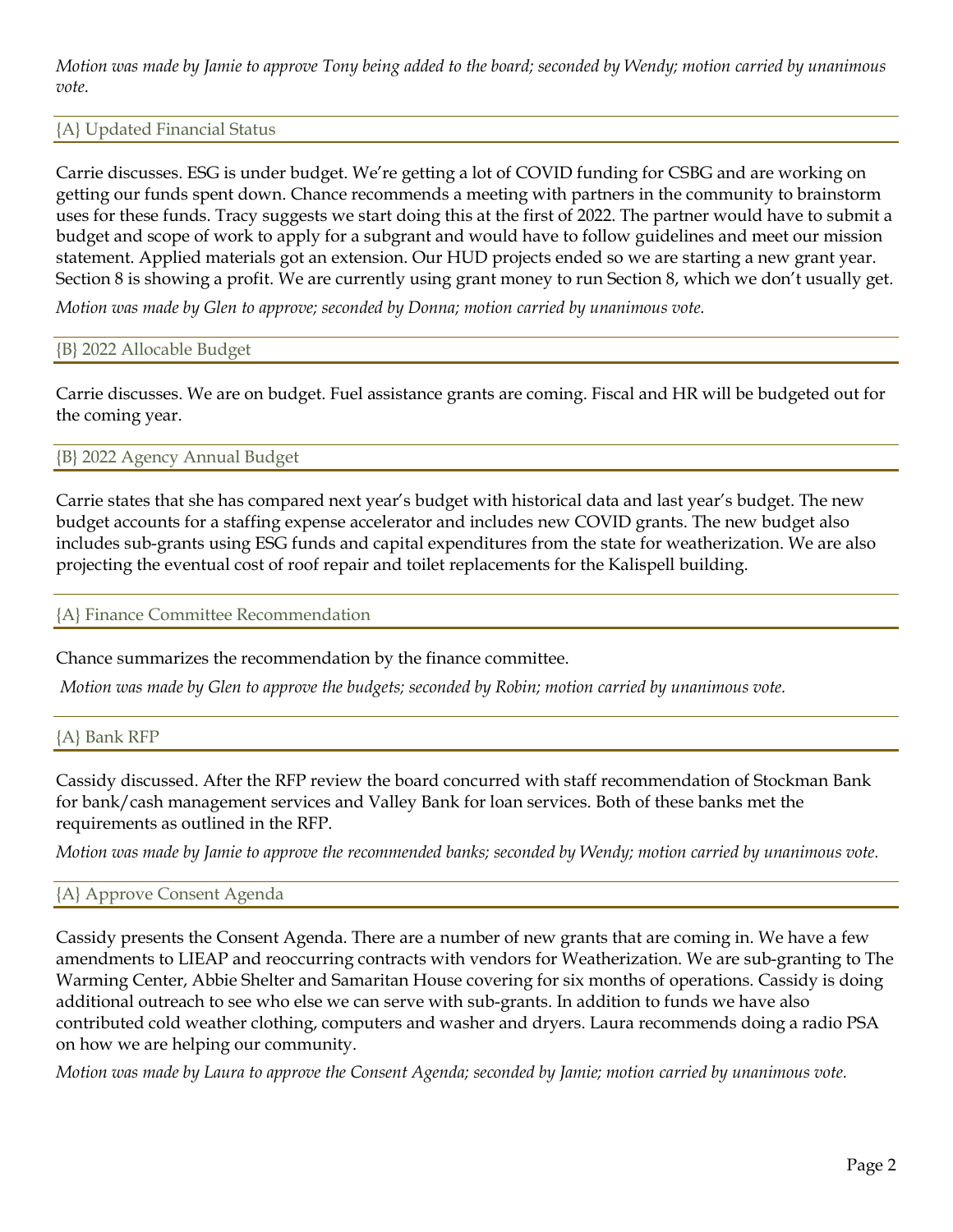*Motion was made by Jamie to approve Tony being added to the board; seconded by Wendy; motion carried by unanimous vote.*

### {A} Updated Financial Status

Carrie discusses. ESG is under budget. We're getting a lot of COVID funding for CSBG and are working on getting our funds spent down. Chance recommends a meeting with partners in the community to brainstorm uses for these funds. Tracy suggests we start doing this at the first of 2022. The partner would have to submit a budget and scope of work to apply for a subgrant and would have to follow guidelines and meet our mission statement. Applied materials got an extension. Our HUD projects ended so we are starting a new grant year. Section 8 is showing a profit. We are currently using grant money to run Section 8, which we don't usually get.

*Motion was made by Glen to approve; seconded by Donna; motion carried by unanimous vote.*

### {B} 2022 Allocable Budget

Carrie discusses. We are on budget. Fuel assistance grants are coming. Fiscal and HR will be budgeted out for the coming year.

### {B} 2022 Agency Annual Budget

Carrie states that she has compared next year's budget with historical data and last year's budget. The new budget accounts for a staffing expense accelerator and includes new COVID grants. The new budget also includes sub-grants using ESG funds and capital expenditures from the state for weatherization. We are also projecting the eventual cost of roof repair and toilet replacements for the Kalispell building.

### {A} Finance Committee Recommendation

Chance summarizes the recommendation by the finance committee.

*Motion was made by Glen to approve the budgets; seconded by Robin; motion carried by unanimous vote.*

### {A} Bank RFP

Cassidy discussed. After the RFP review the board concurred with staff recommendation of Stockman Bank for bank/cash management services and Valley Bank for loan services. Both of these banks met the requirements as outlined in the RFP.

*Motion was made by Jamie to approve the recommended banks; seconded by Wendy; motion carried by unanimous vote.*

### {A} Approve Consent Agenda

Cassidy presents the Consent Agenda. There are a number of new grants that are coming in. We have a few amendments to LIEAP and reoccurring contracts with vendors for Weatherization. We are sub-granting to The Warming Center, Abbie Shelter and Samaritan House covering for six months of operations. Cassidy is doing additional outreach to see who else we can serve with sub-grants. In addition to funds we have also contributed cold weather clothing, computers and washer and dryers. Laura recommends doing a radio PSA on how we are helping our community.

*Motion was made by Laura to approve the Consent Agenda; seconded by Jamie; motion carried by unanimous vote.*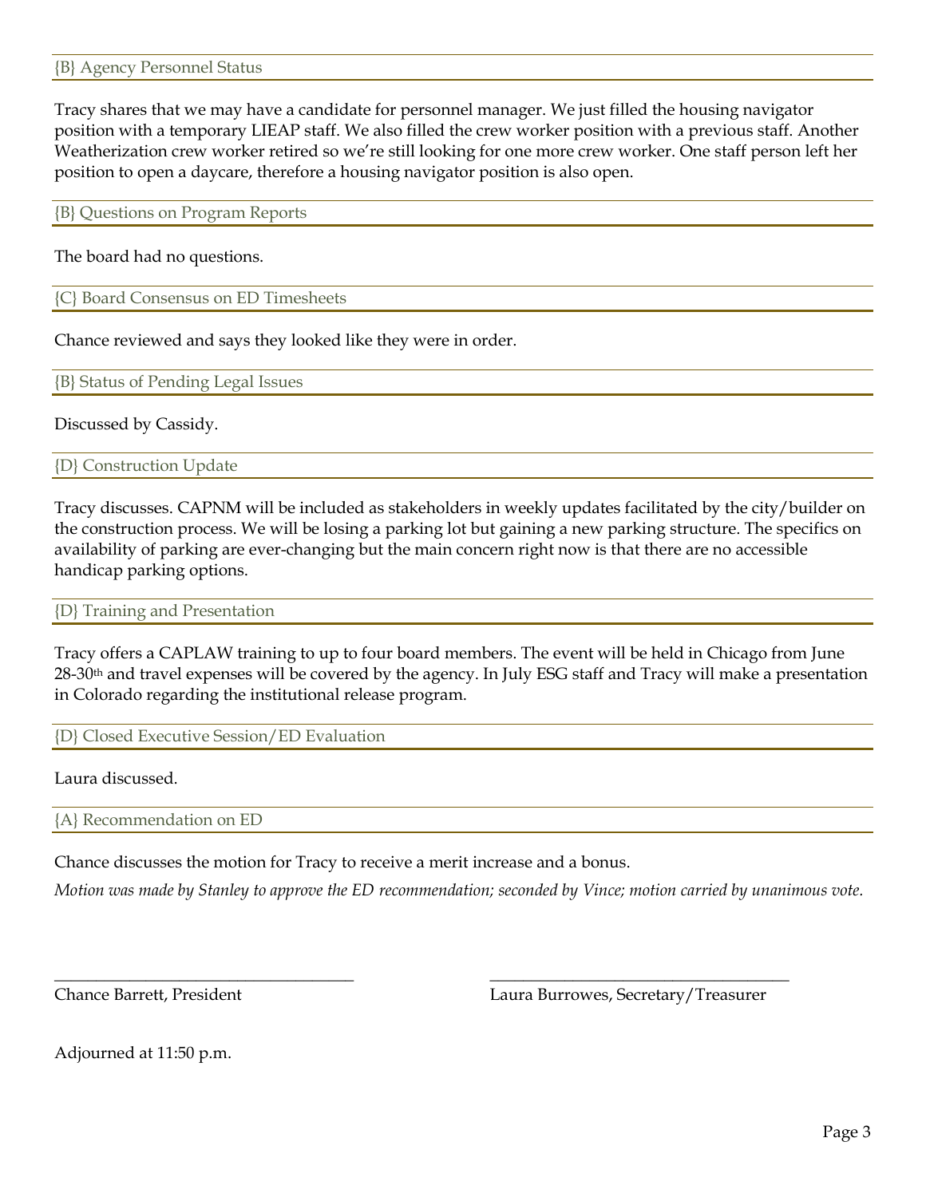### {B} Agency Personnel Status

Tracy shares that we may have a candidate for personnel manager. We just filled the housing navigator position with a temporary LIEAP staff. We also filled the crew worker position with a previous staff. Another Weatherization crew worker retired so we're still looking for one more crew worker. One staff person left her position to open a daycare, therefore a housing navigator position is also open.

### {B} Questions on Program Reports

The board had no questions.

### {C} Board Consensus on ED Timesheets

Chance reviewed and says they looked like they were in order.

### {B} Status of Pending Legal Issues

Discussed by Cassidy.

### {D} Construction Update

Tracy discusses. CAPNM will be included as stakeholders in weekly updates facilitated by the city/builder on the construction process. We will be losing a parking lot but gaining a new parking structure. The specifics on availability of parking are ever-changing but the main concern right now is that there are no accessible handicap parking options.

### {D} Training and Presentation

Tracy offers a CAPLAW training to up to four board members. The event will be held in Chicago from June 28-30th and travel expenses will be covered by the agency. In July ESG staff and Tracy will make a presentation in Colorado regarding the institutional release program.

### {D} Closed Executive Session/ED Evaluation

Laura discussed.

### {A} Recommendation on ED

Chance discusses the motion for Tracy to receive a merit increase and a bonus.

*Motion was made by Stanley to approve the ED recommendation; seconded by Vince; motion carried by unanimous vote.*

\_\_\_\_\_\_\_\_\_\_\_\_\_\_\_\_\_\_\_\_\_\_\_\_\_\_\_\_\_\_\_\_\_\_\_
Chance Barrett, President

\_\_\_\_\_\_\_\_\_\_\_\_\_\_\_\_\_\_\_\_\_\_\_\_\_\_\_\_\_\_\_\_\_\_\_
Laura Burrowes, Secretary/Treasurer

Adjourned at 11:50 p.m.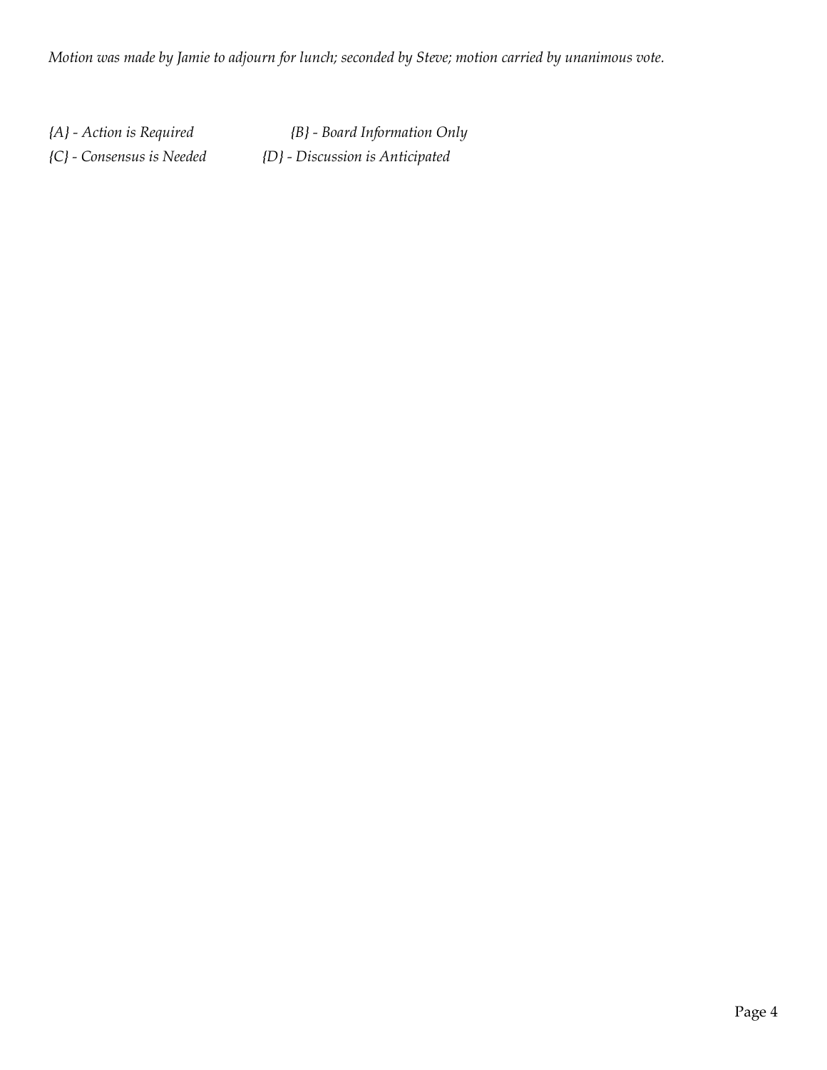*Motion was made by Jamie to adjourn for lunch; seconded by Steve; motion carried by unanimous vote.*

*{A} - Action is Required* *{B} - Board Information Only*

*{C} - Consensus is Needed* *{D} - Discussion is Anticipated*